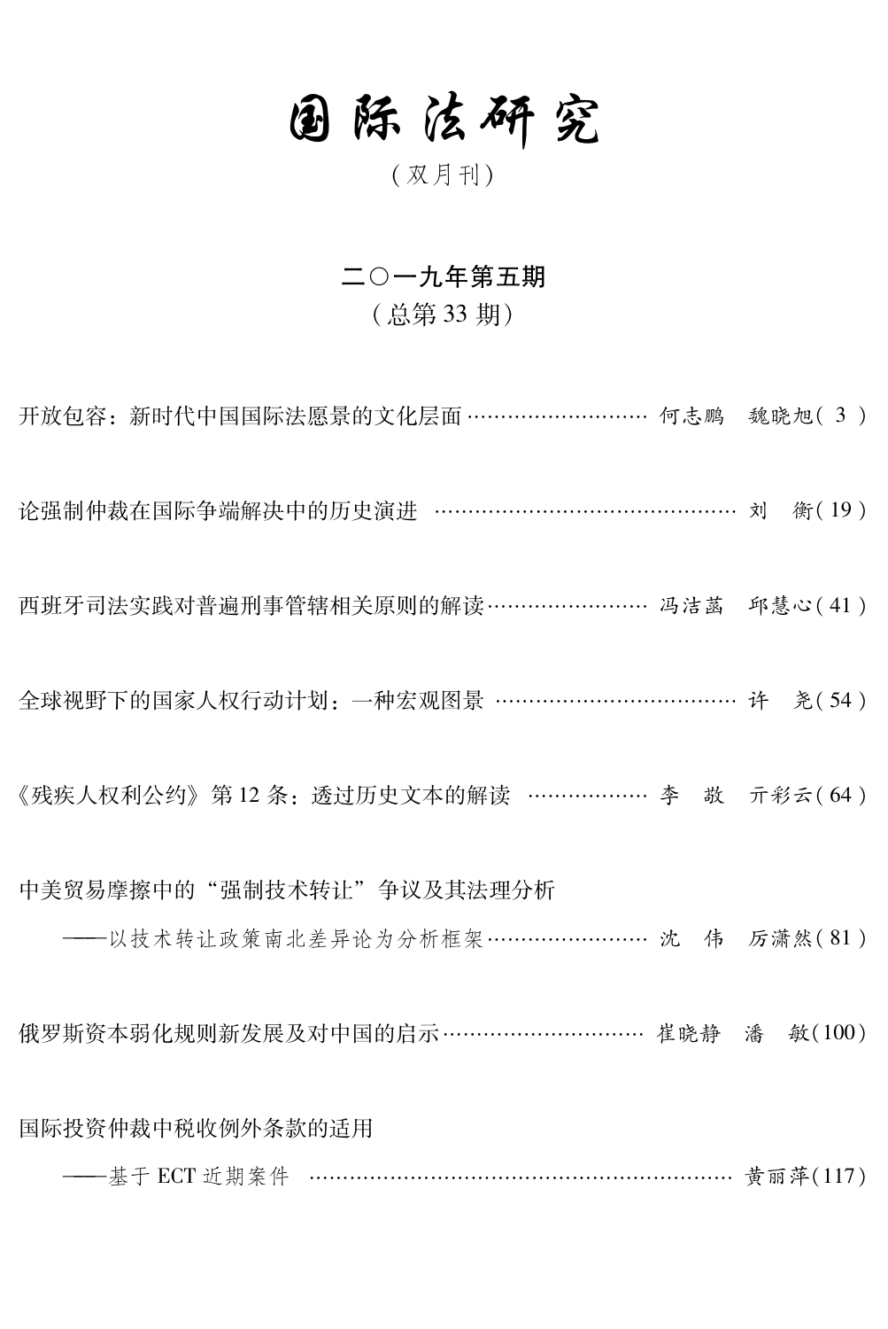# 国际法研究

（双月刊）

## 二〇一九年第五期

（总第 33 期）

开放包容：新时代中国国际法愿景的文化层面 ………………………… 何志鹏　魏晓旭（3）

论强制仲裁在国际争端解决中的历史演进 ………………………………………… 刘　衡（19）

西班牙司法实践对普遍刑事管辖相关原则的解读 …………………… 冯洁菡　邱慧心（41）

全球视野下的国家人权行动计划：一种宏观图景 ……………………………… 许　尧（54）

《残疾人权利公约》第 12 条：透过历史文本的解读 ……………… 李　敬　亓彩云（64）

中美贸易摩擦中的“强制技术转让”争议及其法理分析

——以技术转让政策南北差异论为分析框架 …………………… 沈　伟　厉潇然（81）

俄罗斯资本弱化规则新发展及对中国的启示 ……………………… 崔晓静　潘　敏（100）

国际投资仲裁中税收例外条款的适用

——基于 ECT 近期案件 ……………………………………………………… 黄丽萍（117）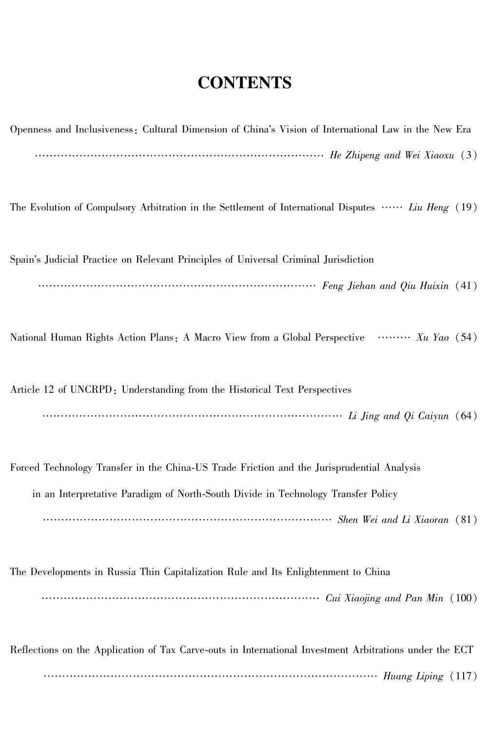# CONTENTS

Openness and Inclusiveness: Cultural Dimension of China's Vision of International Law in the New Era ········· *He Zhipeng and Wei Xiaoxu* (3)

The Evolution of Compulsory Arbitration in the Settlement of International Disputes ······ *Liu Heng* (19)

Spain's Judicial Practice on Relevant Principles of Universal Criminal Jurisdiction ········· *Feng Jiehan and Qiu Huixin* (41)

National Human Rights Action Plans: A Macro View from a Global Perspective ········ *Xu Yao* (54)

Article 12 of UNCRPD: Understanding from the Historical Text Perspectives ········· *Li Jing and Qi Caiyun* (64)

Forced Technology Transfer in the China-US Trade Friction and the Jurisprudential Analysis in an Interpretative Paradigm of North-South Divide in Technology Transfer Policy ········· *Shen Wei and Li Xiaoran* (81)

The Developments in Russia Thin Capitalization Rule and Its Enlightenment to China ········· *Cui Xiaojing and Pan Min* (100)

Reflections on the Application of Tax Carve-outs in International Investment Arbitrations under the ECT ········· *Huang Liping* (117)